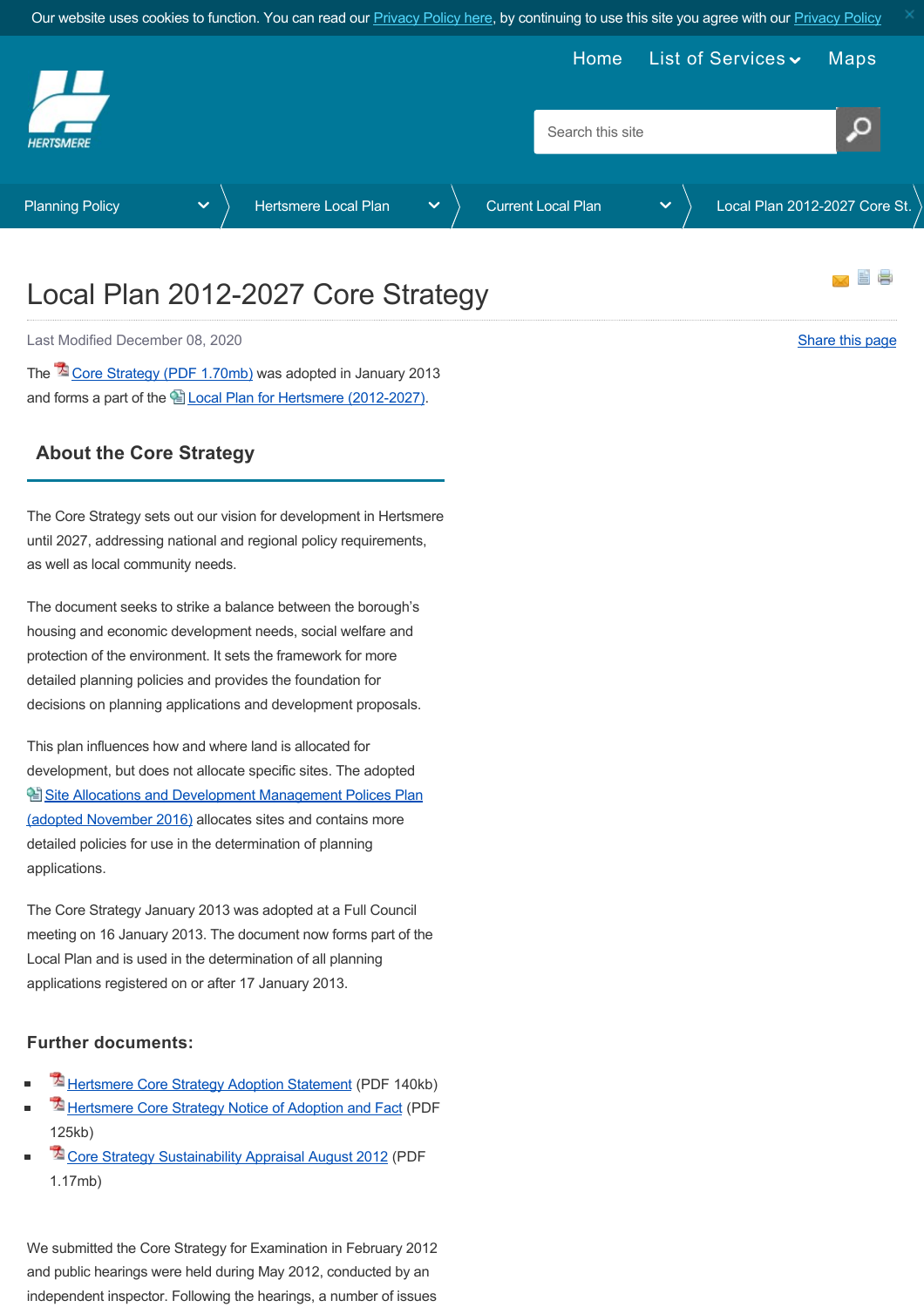Our website uses cookies to function. You can read our Privacy Policy here, by continuing to use this site you agree with our Privacy Policy

Home | List of Services | Maps

Search this site

Planning Policy > Hertsmere Local Plan > Current Local Plan > Local Plan 2012-2027 Core St.

# Local Plan 2012-2027 Core Strategy

Last Modified December 08, 2020

Share this page

The Core Strategy (PDF 1.70mb) was adopted in January 2013 and forms a part of the Local Plan for Hertsmere (2012-2027).

## About the Core Strategy

The Core Strategy sets out our vision for development in Hertsmere until 2027, addressing national and regional policy requirements, as well as local community needs.

The document seeks to strike a balance between the borough's housing and economic development needs, social welfare and protection of the environment. It sets the framework for more detailed planning policies and provides the foundation for decisions on planning applications and development proposals.

This plan influences how and where land is allocated for development, but does not allocate specific sites. The adopted Site Allocations and Development Management Polices Plan (adopted November 2016) allocates sites and contains more detailed policies for use in the determination of planning applications.

The Core Strategy January 2013 was adopted at a Full Council meeting on 16 January 2013. The document now forms part of the Local Plan and is used in the determination of all planning applications registered on or after 17 January 2013.

### Further documents:

- Hertsmere Core Strategy Adoption Statement (PDF 140kb)
- Hertsmere Core Strategy Notice of Adoption and Fact (PDF 125kb)
- Core Strategy Sustainability Appraisal August 2012 (PDF 1.17mb)

We submitted the Core Strategy for Examination in February 2012 and public hearings were held during May 2012, conducted by an independent inspector. Following the hearings, a number of issues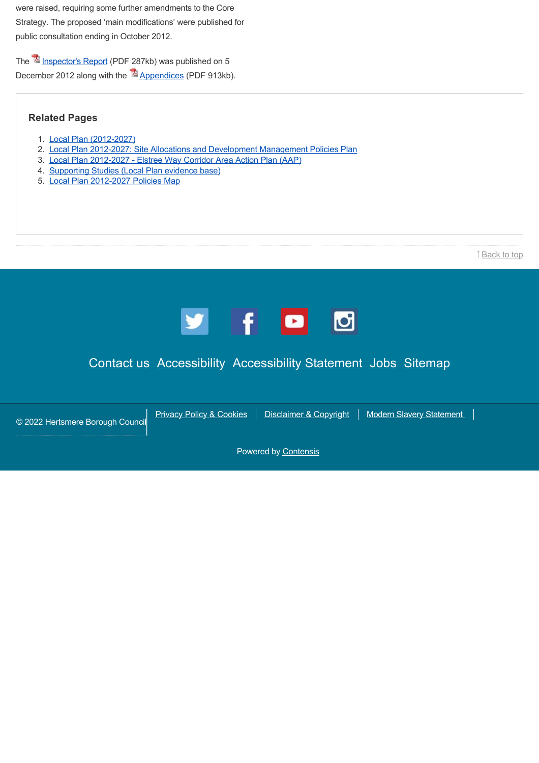were raised, requiring some further amendments to the Core Strategy. The proposed 'main modifications' were published for public consultation ending in October 2012.

The Inspector's Report (PDF 287kb) was published on 5 December 2012 along with the Appendices (PDF 913kb).

### Related Pages

1. Local Plan (2012-2027)
2. Local Plan 2012-2027: Site Allocations and Development Management Policies Plan
3. Local Plan 2012-2027 - Elstree Way Corridor Area Action Plan (AAP)
4. Supporting Studies (Local Plan evidence base)
5. Local Plan 2012-2027 Policies Map

Back to top

Contact us Accessibility Accessibility Statement Jobs Sitemap

© 2022 Hertsmere Borough Council | Privacy Policy & Cookies | Disclaimer & Copyright | Modern Slavery Statement

Powered by Contensis